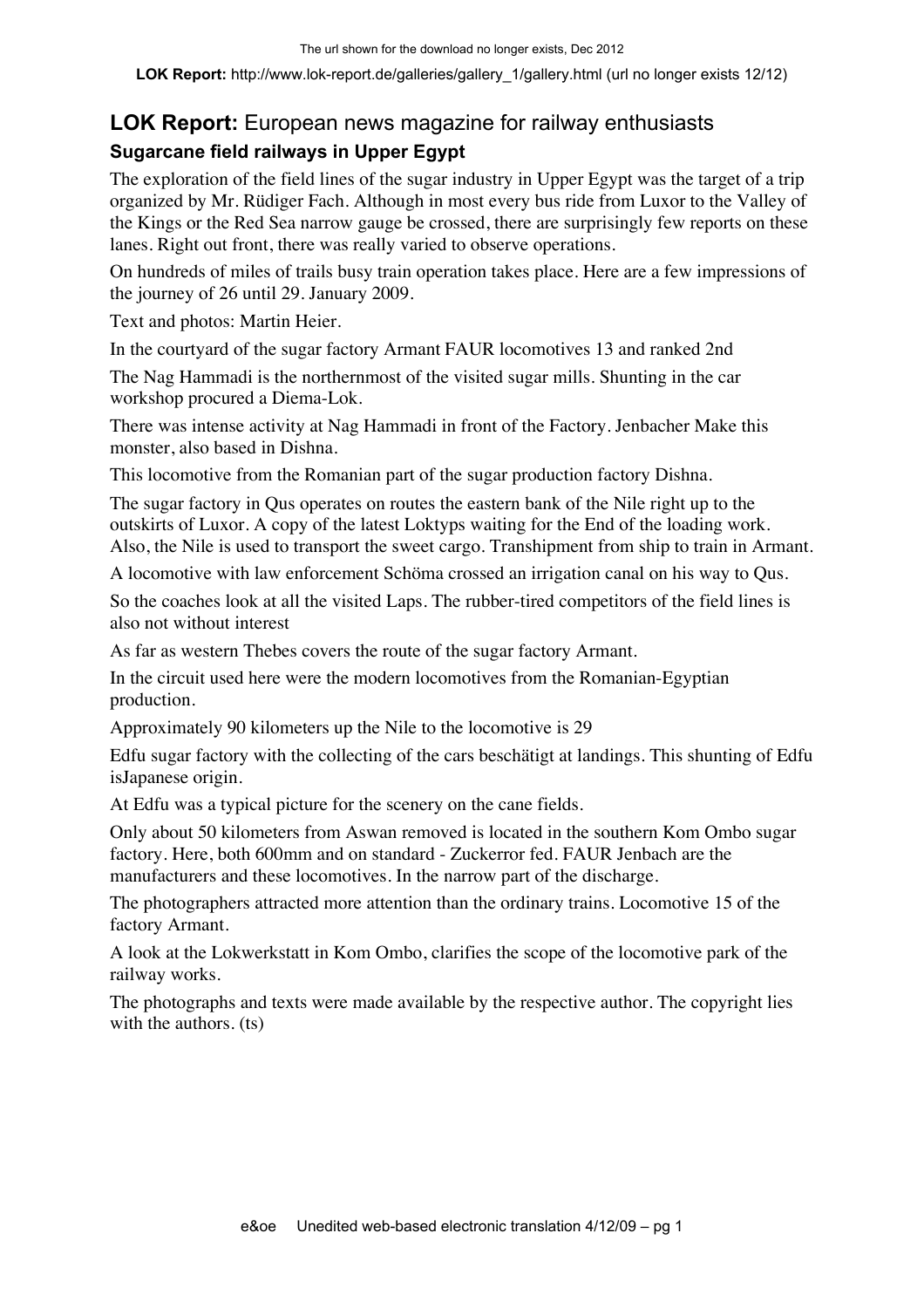The url shown for the download no longer exists, Dec 2012

**LOK Report:** http://www.lok-report.de/galleries/gallery_1/gallery.html (url no longer exists 12/12)

## **LOK Report:** European news magazine for railway enthusiasts

### Sugarcane field railways in Upper Egypt

The exploration of the field lines of the sugar industry in Upper Egypt was the target of a trip organized by Mr. Rüdiger Fach. Although in most every bus ride from Luxor to the Valley of the Kings or the Red Sea narrow gauge be crossed, there are surprisingly few reports on these lanes. Right out front, there was really varied to observe operations.

On hundreds of miles of trails busy train operation takes place. Here are a few impressions of the journey of 26 until 29. January 2009.

Text and photos: Martin Heier.

In the courtyard of the sugar factory Armant FAUR locomotives 13 and ranked 2nd

The Nag Hammadi is the northernmost of the visited sugar mills. Shunting in the car workshop procured a Diema-Lok.

There was intense activity at Nag Hammadi in front of the Factory. Jenbacher Make this monster, also based in Dishna.

This locomotive from the Romanian part of the sugar production factory Dishna.

The sugar factory in Qus operates on routes the eastern bank of the Nile right up to the outskirts of Luxor. A copy of the latest Loktyps waiting for the End of the loading work. Also, the Nile is used to transport the sweet cargo. Transhipment from ship to train in Armant.

A locomotive with law enforcement Schöma crossed an irrigation canal on his way to Qus.

So the coaches look at all the visited Laps. The rubber-tired competitors of the field lines is also not without interest

As far as western Thebes covers the route of the sugar factory Armant.

In the circuit used here were the modern locomotives from the Romanian-Egyptian production.

Approximately 90 kilometers up the Nile to the locomotive is 29

Edfu sugar factory with the collecting of the cars beschätigt at landings. This shunting of Edfu isJapanese origin.

At Edfu was a typical picture for the scenery on the cane fields.

Only about 50 kilometers from Aswan removed is located in the southern Kom Ombo sugar factory. Here, both 600mm and on standard - Zuckerror fed. FAUR Jenbach are the manufacturers and these locomotives. In the narrow part of the discharge.

The photographers attracted more attention than the ordinary trains. Locomotive 15 of the factory Armant.

A look at the Lokwerkstatt in Kom Ombo, clarifies the scope of the locomotive park of the railway works.

The photographs and texts were made available by the respective author. The copyright lies with the authors. (ts)

e&oe Unedited web-based electronic translation 4/12/09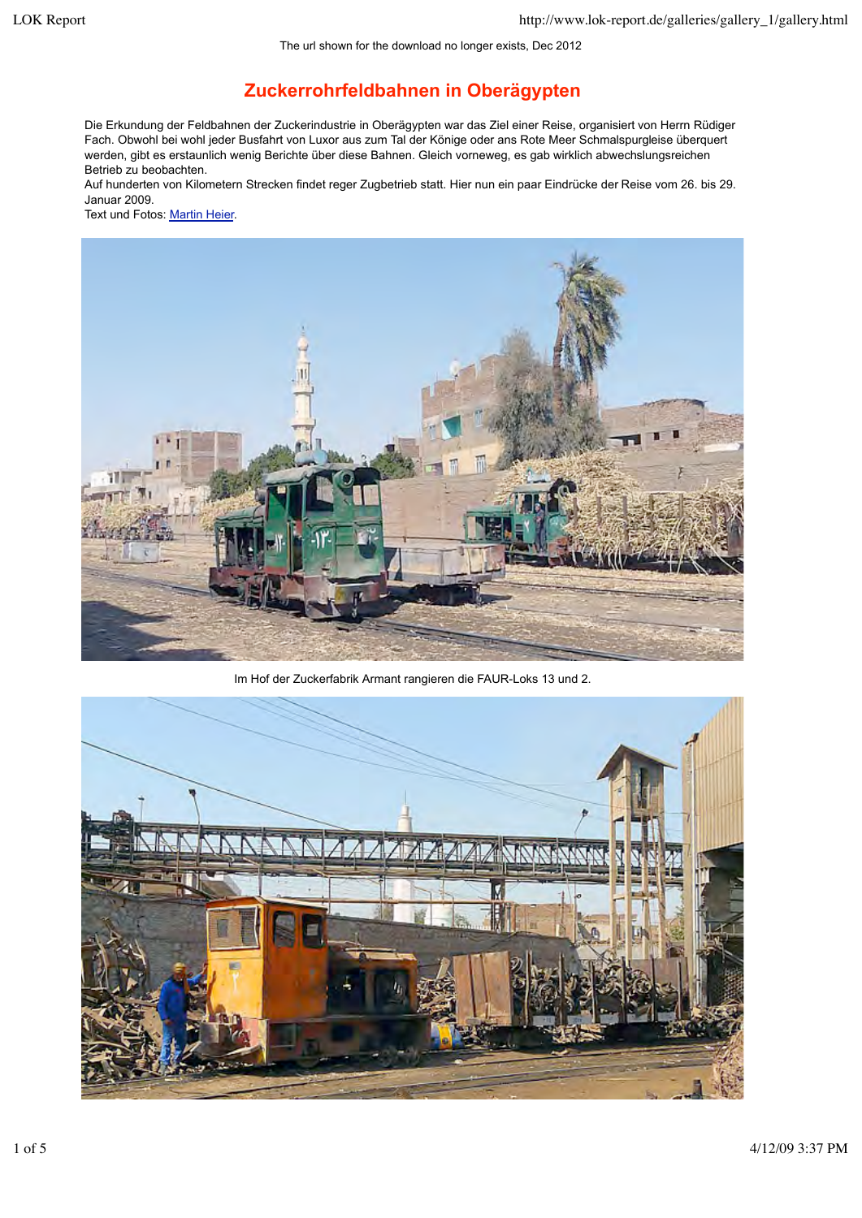The url shown for the download no longer exists, Dec 2012

# Zuckerrohrfeldbahnen in Oberägypten

Die Erkundung der Feldbahnen der Zuckerindustrie in Oberägypten war das Ziel einer Reise, organisiert von Herrn Rüdiger Fach. Obwohl bei wohl jeder Busfahrt von Luxor aus zum Tal der Könige oder ans Rote Meer Schmalspurgleise überquert werden, gibt es erstaunlich wenig Berichte über diese Bahnen. Gleich vorneweg, es gab wirklich abwechslungsreichen Betrieb zu beobachten.

Auf hunderten von Kilometern Strecken findet reger Zugbetrieb statt. Hier nun ein paar Eindrücke der Reise vom 26. bis 29. Januar 2009.

Text und Fotos: [Martin Heier](#).

Im Hof der Zuckerfabrik Armant rangieren die FAUR-Loks 13 und 2.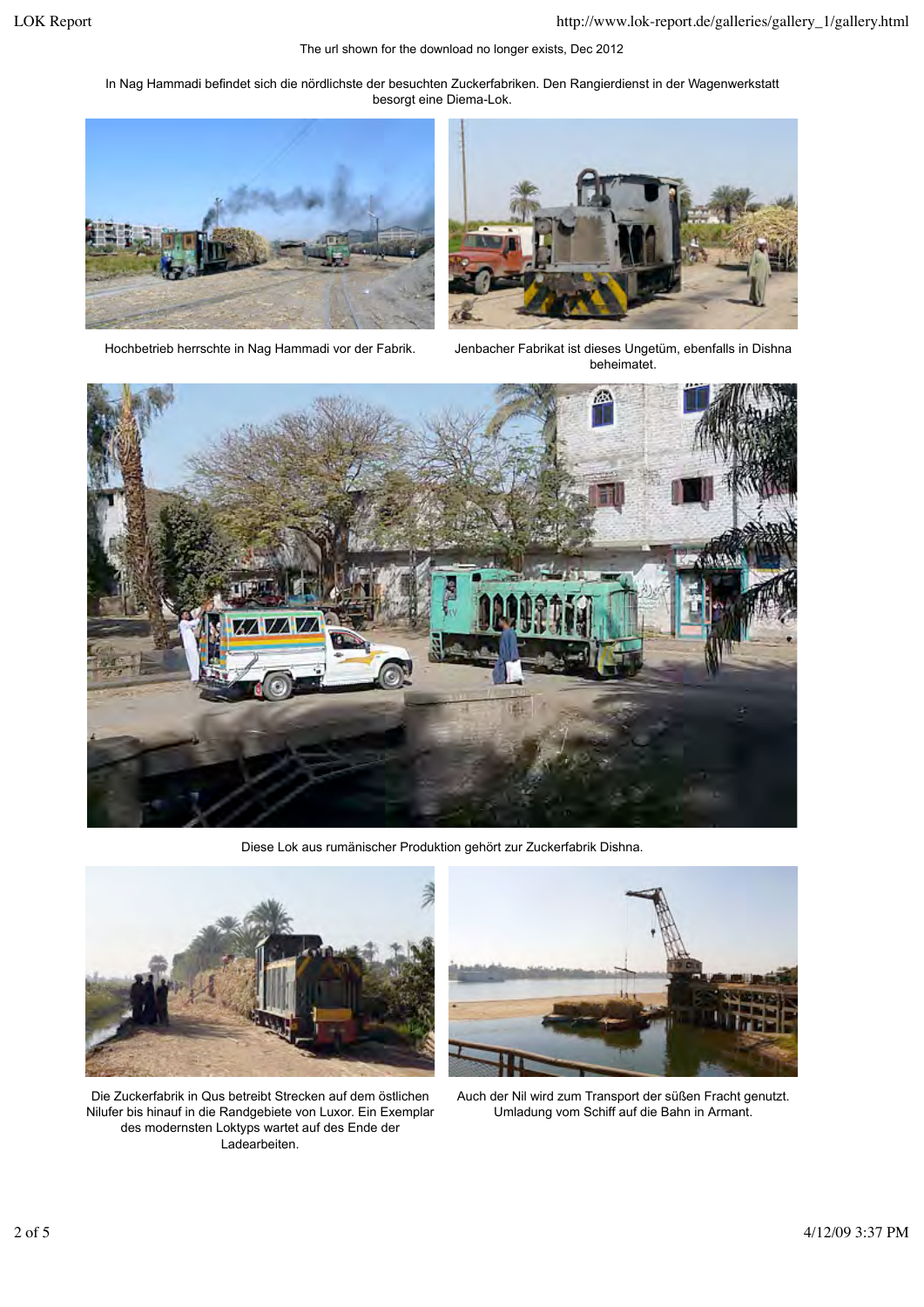The url shown for the download no longer exists, Dec 2012

In Nag Hammadi befindet sich die nördlichste der besuchten Zuckerfabriken. Den Rangierdienst in der Wagenwerkstatt besorgt eine Diema-Lok.

Hochbetrieb herrschte in Nag Hammadi vor der Fabrik.

Jenbacher Fabrikat ist dieses Ungetüm, ebenfalls in Dishna beheimatet.

Diese Lok aus rumänischer Produktion gehört zur Zuckerfabrik Dishna.

Die Zuckerfabrik in Qus betreibt Strecken auf dem östlichen Nilufer bis hinauf in die Randgebiete von Luxor. Ein Exemplar des modernsten Loktyps wartet auf des Ende der Ladearbeiten.

Auch der Nil wird zum Transport der süßen Fracht genutzt. Umladung vom Schiff auf die Bahn in Armant.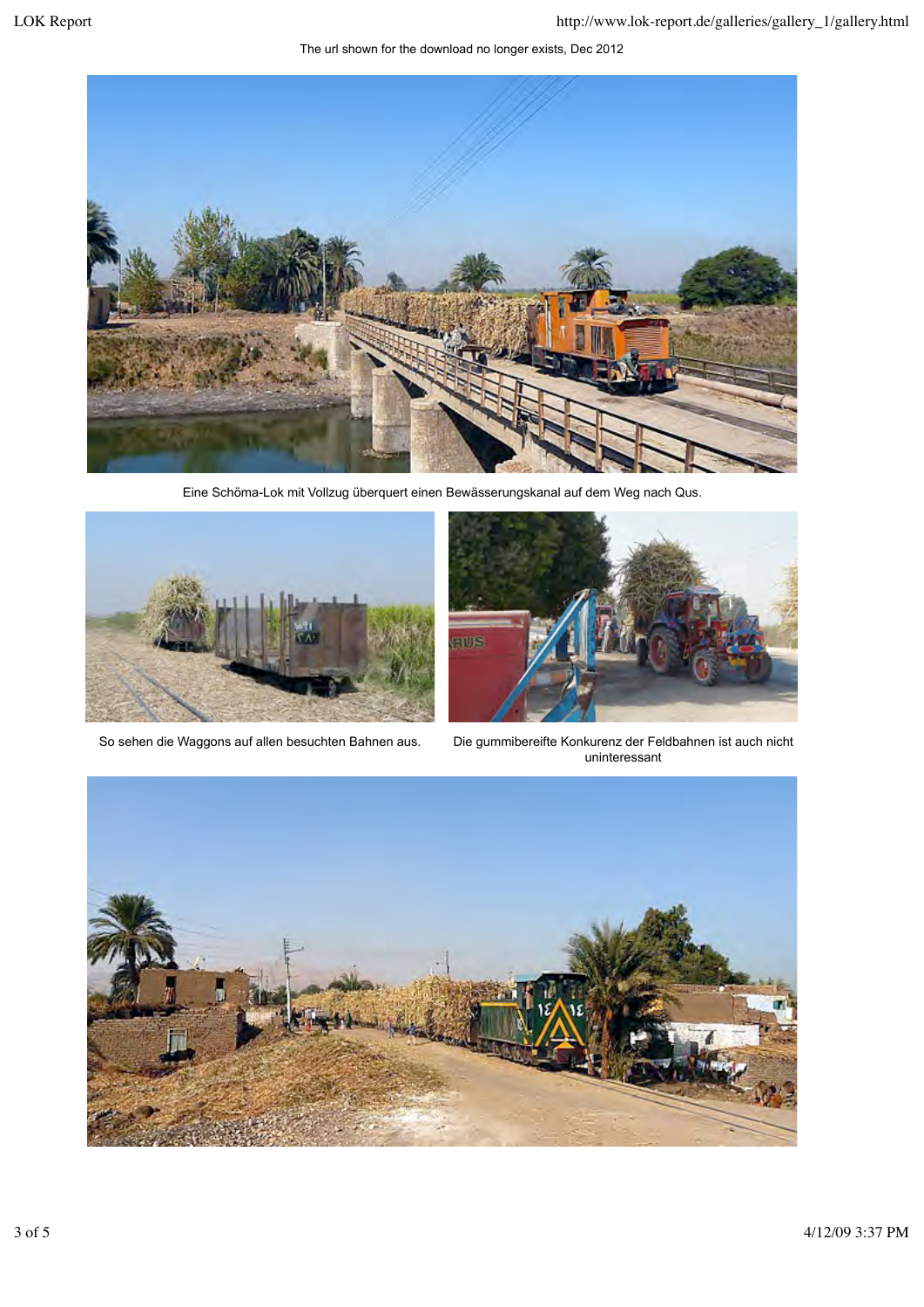The url shown for the download no longer exists, Dec 2012

Eine Schöma-Lok mit Vollzug überquert einen Bewässerungskanal auf dem Weg nach Qus.

So sehen die Waggons auf allen besuchten Bahnen aus.

Die gummibereifte Konkurrenz der Feldbahnen ist auch nicht uninteressant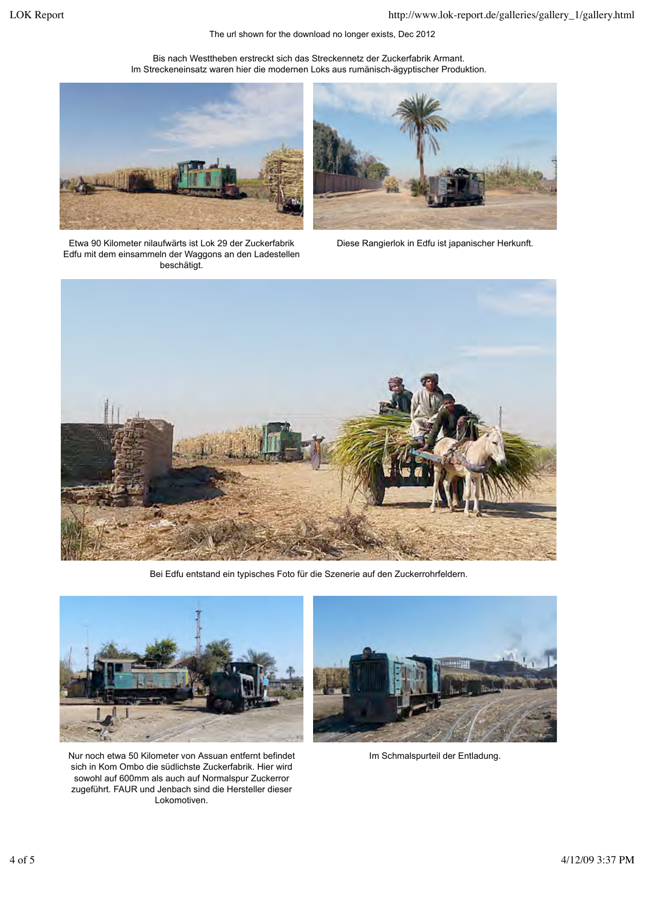The url shown for the download no longer exists, Dec 2012

Bis nach Westtheben erstreckt sich das Streckennetz der Zuckerfabrik Armant. Im Streckeneinsatz waren hier die modernen Loks aus rumänisch-ägyptischer Produktion.

Etwa 90 Kilometer nilaufwärts ist Lok 29 der Zuckerfabrik Edfu mit dem einsammeln der Waggons an den Ladestellen beschätigt.

Diese Rangierlok in Edfu ist japanischer Herkunft.

Bei Edfu entstand ein typisches Foto für die Szenerie auf den Zuckerrohrfeldern.

Nur noch etwa 50 Kilometer von Assuan entfernt befindet sich in Kom Ombo die südlichste Zuckerfabrik. Hier wird sowohl auf 600mm als auch auf Normalspur Zuckerror zugeführt. FAUR und Jenbach sind die Hersteller dieser Lokomotiven.

Im Schmalspurteil der Entladung.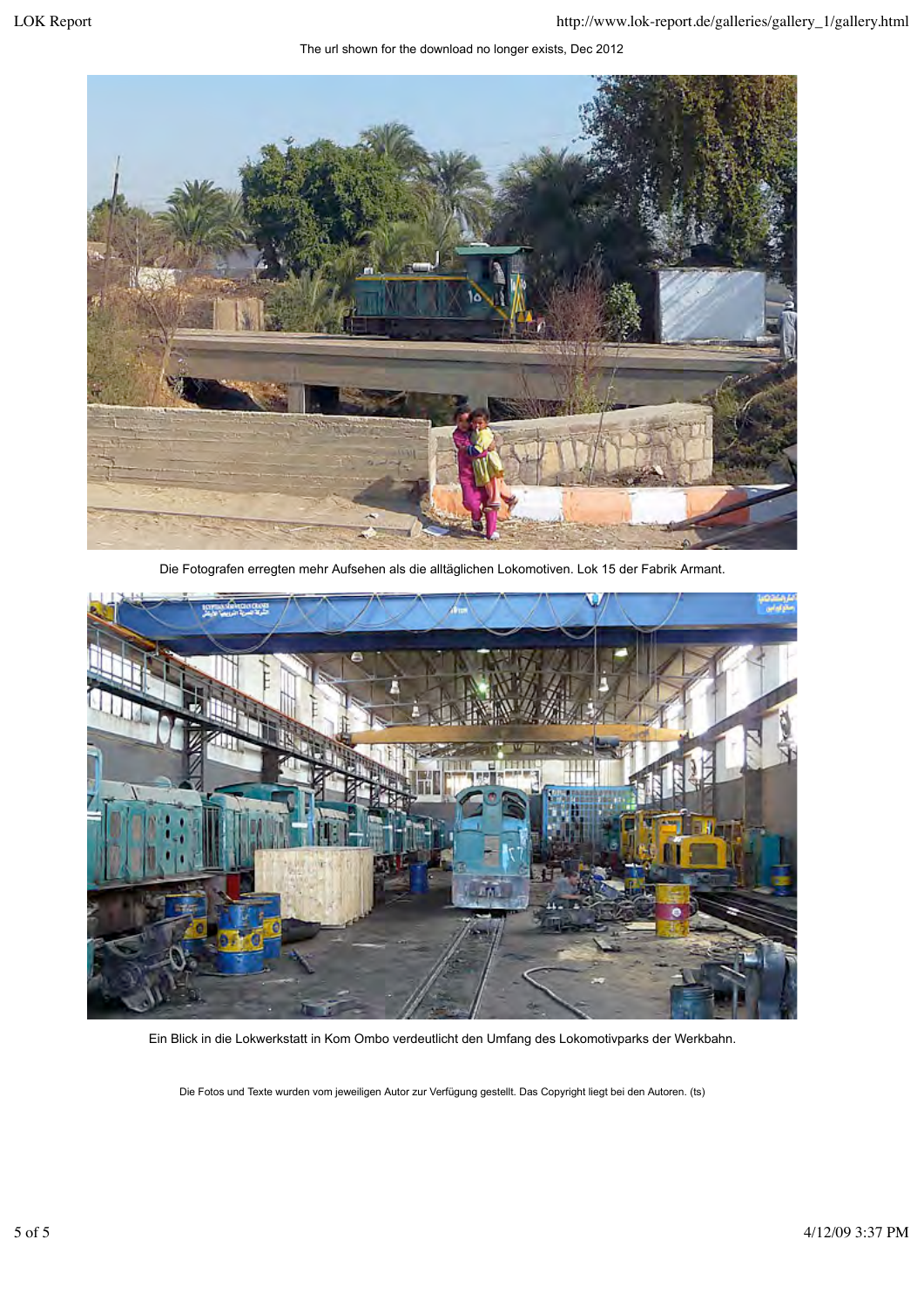The url shown for the download no longer exists, Dec 2012

Die Fotografen erregten mehr Aufsehen als die alltäglichen Lokomotiven. Lok 15 der Fabrik Armant.

Ein Blick in die Lokwerkstatt in Kom Ombo verdeutlicht den Umfang des Lokomotivparks der Werkbahn.

Die Fotos und Texte wurden vom jeweiligen Autor zur Verfügung gestellt. Das Copyright liegt bei den Autoren. (ts)